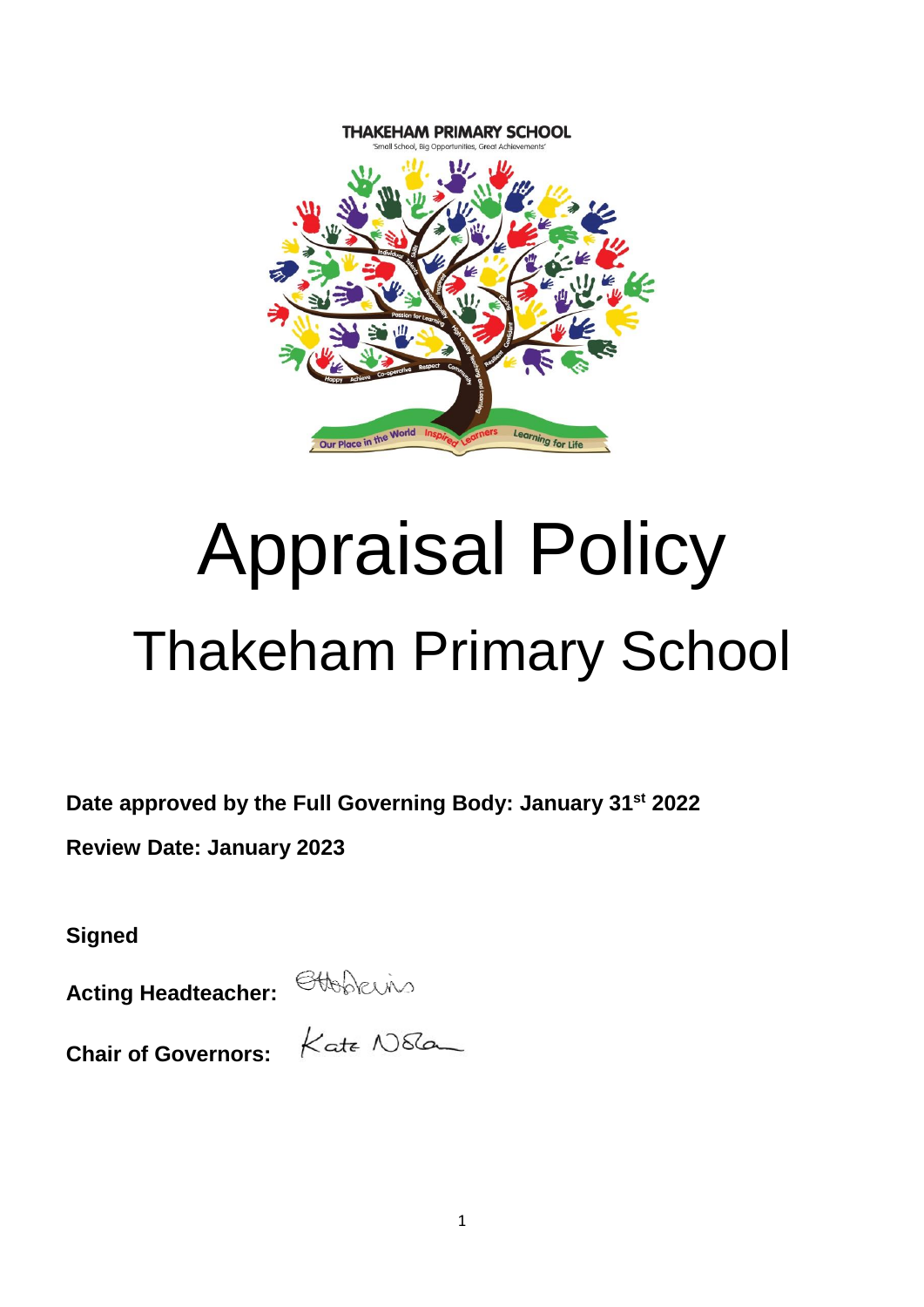THAKEHAM PRIMARY SCHOOL

'Small School, Big Opportunities, Great Achievements'

# Appraisal Policy

## Thakeham Primary School

**Date approved by the Full Governing Body: January 31st 2022**

**Review Date: January 2023**

**Signed**

**Acting Headteacher:**

**Chair of Governors:** Kate Nolan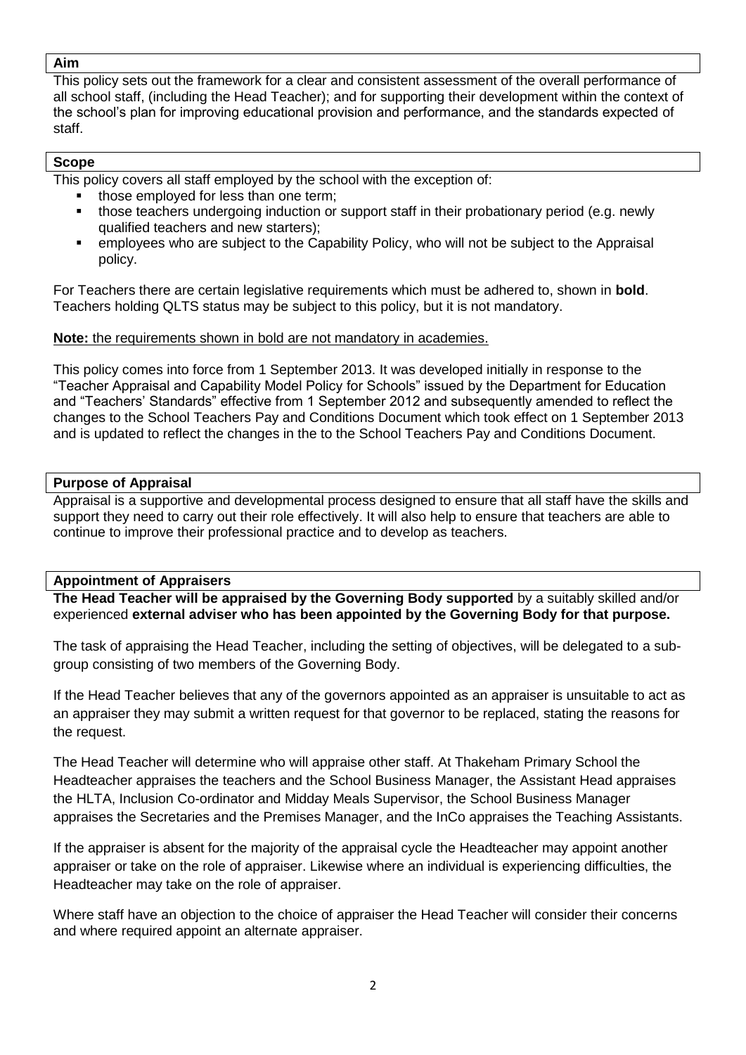## Aim

This policy sets out the framework for a clear and consistent assessment of the overall performance of all school staff, (including the Head Teacher); and for supporting their development within the context of the school's plan for improving educational provision and performance, and the standards expected of staff.

## Scope

This policy covers all staff employed by the school with the exception of:

- those employed for less than one term;
- those teachers undergoing induction or support staff in their probationary period (e.g. newly qualified teachers and new starters);
- employees who are subject to the Capability Policy, who will not be subject to the Appraisal policy.

For Teachers there are certain legislative requirements which must be adhered to, shown in **bold**. Teachers holding QLTS status may be subject to this policy, but it is not mandatory.

**Note:** the requirements shown in bold are not mandatory in academies.

This policy comes into force from 1 September 2013. It was developed initially in response to the "Teacher Appraisal and Capability Model Policy for Schools" issued by the Department for Education and "Teachers' Standards" effective from 1 September 2012 and subsequently amended to reflect the changes to the School Teachers Pay and Conditions Document which took effect on 1 September 2013 and is updated to reflect the changes in the to the School Teachers Pay and Conditions Document.

## Purpose of Appraisal

Appraisal is a supportive and developmental process designed to ensure that all staff have the skills and support they need to carry out their role effectively. It will also help to ensure that teachers are able to continue to improve their professional practice and to develop as teachers.

## Appointment of Appraisers

**The Head Teacher will be appraised by the Governing Body supported** by a suitably skilled and/or experienced **external adviser who has been appointed by the Governing Body for that purpose.**

The task of appraising the Head Teacher, including the setting of objectives, will be delegated to a sub-group consisting of two members of the Governing Body.

If the Head Teacher believes that any of the governors appointed as an appraiser is unsuitable to act as an appraiser they may submit a written request for that governor to be replaced, stating the reasons for the request.

The Head Teacher will determine who will appraise other staff. At Thakeham Primary School the Headteacher appraises the teachers and the School Business Manager, the Assistant Head appraises the HLTA, Inclusion Co-ordinator and Midday Meals Supervisor, the School Business Manager appraises the Secretaries and the Premises Manager, and the InCo appraises the Teaching Assistants.

If the appraiser is absent for the majority of the appraisal cycle the Headteacher may appoint another appraiser or take on the role of appraiser. Likewise where an individual is experiencing difficulties, the Headteacher may take on the role of appraiser.

Where staff have an objection to the choice of appraiser the Head Teacher will consider their concerns and where required appoint an alternate appraiser.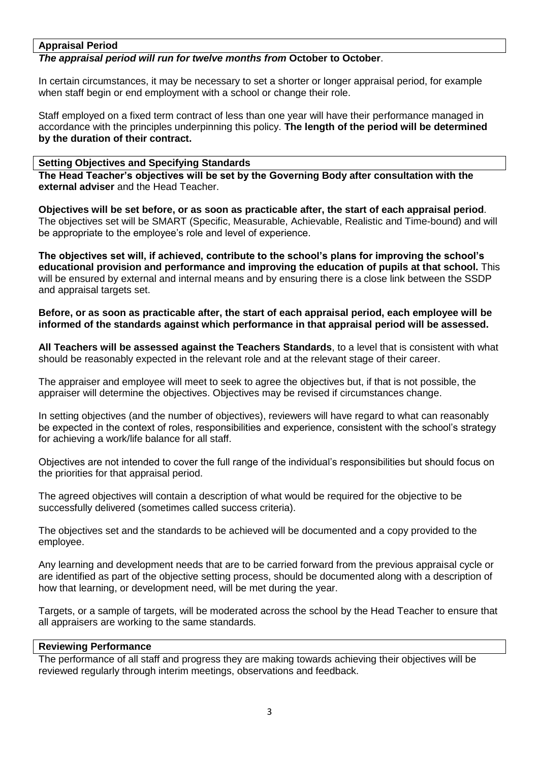## Appraisal Period

***The appraisal period will run for twelve months from*** **October to October**.

In certain circumstances, it may be necessary to set a shorter or longer appraisal period, for example when staff begin or end employment with a school or change their role.

Staff employed on a fixed term contract of less than one year will have their performance managed in accordance with the principles underpinning this policy. **The length of the period will be determined by the duration of their contract.**

## Setting Objectives and Specifying Standards

**The Head Teacher's objectives will be set by the Governing Body after consultation with the external adviser** and the Head Teacher.

**Objectives will be set before, or as soon as practicable after, the start of each appraisal period**. The objectives set will be SMART (Specific, Measurable, Achievable, Realistic and Time-bound) and will be appropriate to the employee's role and level of experience.

**The objectives set will, if achieved, contribute to the school's plans for improving the school's educational provision and performance and improving the education of pupils at that school.** This will be ensured by external and internal means and by ensuring there is a close link between the SSDP and appraisal targets set.

**Before, or as soon as practicable after, the start of each appraisal period, each employee will be informed of the standards against which performance in that appraisal period will be assessed.**

**All Teachers will be assessed against the Teachers Standards**, to a level that is consistent with what should be reasonably expected in the relevant role and at the relevant stage of their career.

The appraiser and employee will meet to seek to agree the objectives but, if that is not possible, the appraiser will determine the objectives. Objectives may be revised if circumstances change.

In setting objectives (and the number of objectives), reviewers will have regard to what can reasonably be expected in the context of roles, responsibilities and experience, consistent with the school's strategy for achieving a work/life balance for all staff.

Objectives are not intended to cover the full range of the individual's responsibilities but should focus on the priorities for that appraisal period.

The agreed objectives will contain a description of what would be required for the objective to be successfully delivered (sometimes called success criteria).

The objectives set and the standards to be achieved will be documented and a copy provided to the employee.

Any learning and development needs that are to be carried forward from the previous appraisal cycle or are identified as part of the objective setting process, should be documented along with a description of how that learning, or development need, will be met during the year.

Targets, or a sample of targets, will be moderated across the school by the Head Teacher to ensure that all appraisers are working to the same standards.

## Reviewing Performance

The performance of all staff and progress they are making towards achieving their objectives will be reviewed regularly through interim meetings, observations and feedback.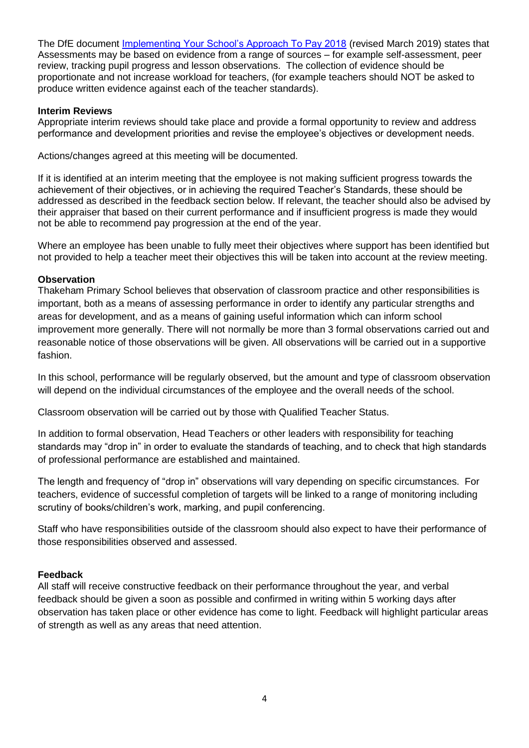The DfE document [Implementing Your School's Approach To Pay 2018] (revised March 2019) states that Assessments may be based on evidence from a range of sources – for example self-assessment, peer review, tracking pupil progress and lesson observations. The collection of evidence should be proportionate and not increase workload for teachers, (for example teachers should NOT be asked to produce written evidence against each of the teacher standards).

**Interim Reviews**
Appropriate interim reviews should take place and provide a formal opportunity to review and address performance and development priorities and revise the employee's objectives or development needs.

Actions/changes agreed at this meeting will be documented.

If it is identified at an interim meeting that the employee is not making sufficient progress towards the achievement of their objectives, or in achieving the required Teacher's Standards, these should be addressed as described in the feedback section below. If relevant, the teacher should also be advised by their appraiser that based on their current performance and if insufficient progress is made they would not be able to recommend pay progression at the end of the year.

Where an employee has been unable to fully meet their objectives where support has been identified but not provided to help a teacher meet their objectives this will be taken into account at the review meeting.

**Observation**
Thakeham Primary School believes that observation of classroom practice and other responsibilities is important, both as a means of assessing performance in order to identify any particular strengths and areas for development, and as a means of gaining useful information which can inform school improvement more generally. There will not normally be more than 3 formal observations carried out and reasonable notice of those observations will be given. All observations will be carried out in a supportive fashion.

In this school, performance will be regularly observed, but the amount and type of classroom observation will depend on the individual circumstances of the employee and the overall needs of the school.

Classroom observation will be carried out by those with Qualified Teacher Status.

In addition to formal observation, Head Teachers or other leaders with responsibility for teaching standards may "drop in" in order to evaluate the standards of teaching, and to check that high standards of professional performance are established and maintained.

The length and frequency of "drop in" observations will vary depending on specific circumstances. For teachers, evidence of successful completion of targets will be linked to a range of monitoring including scrutiny of books/children's work, marking, and pupil conferencing.

Staff who have responsibilities outside of the classroom should also expect to have their performance of those responsibilities observed and assessed.

**Feedback**
All staff will receive constructive feedback on their performance throughout the year, and verbal feedback should be given a soon as possible and confirmed in writing within 5 working days after observation has taken place or other evidence has come to light. Feedback will highlight particular areas of strength as well as any areas that need attention.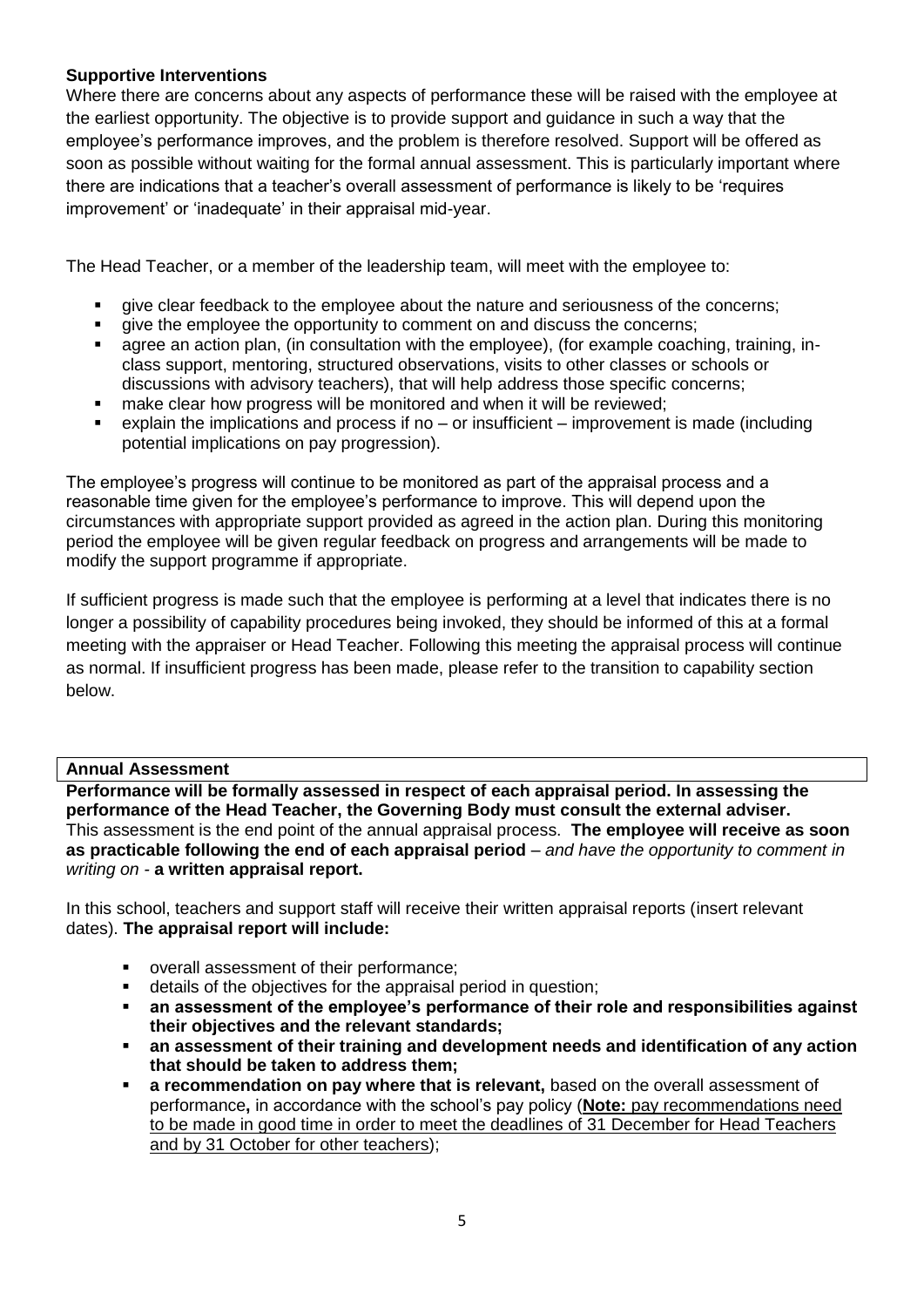**Supportive Interventions**

Where there are concerns about any aspects of performance these will be raised with the employee at the earliest opportunity. The objective is to provide support and guidance in such a way that the employee's performance improves, and the problem is therefore resolved. Support will be offered as soon as possible without waiting for the formal annual assessment. This is particularly important where there are indications that a teacher's overall assessment of performance is likely to be 'requires improvement' or 'inadequate' in their appraisal mid-year.

The Head Teacher, or a member of the leadership team, will meet with the employee to:

- give clear feedback to the employee about the nature and seriousness of the concerns;
- give the employee the opportunity to comment on and discuss the concerns;
- agree an action plan, (in consultation with the employee), (for example coaching, training, in-class support, mentoring, structured observations, visits to other classes or schools or discussions with advisory teachers), that will help address those specific concerns;
- make clear how progress will be monitored and when it will be reviewed;
- explain the implications and process if no – or insufficient – improvement is made (including potential implications on pay progression).

The employee's progress will continue to be monitored as part of the appraisal process and a reasonable time given for the employee's performance to improve. This will depend upon the circumstances with appropriate support provided as agreed in the action plan. During this monitoring period the employee will be given regular feedback on progress and arrangements will be made to modify the support programme if appropriate.

If sufficient progress is made such that the employee is performing at a level that indicates there is no longer a possibility of capability procedures being invoked, they should be informed of this at a formal meeting with the appraiser or Head Teacher. Following this meeting the appraisal process will continue as normal. If insufficient progress has been made, please refer to the transition to capability section below.

**Annual Assessment**

**Performance will be formally assessed in respect of each appraisal period. In assessing the performance of the Head Teacher, the Governing Body must consult the external adviser.** This assessment is the end point of the annual appraisal process. **The employee will receive as soon as practicable following the end of each appraisal period** – *and have the opportunity to comment in writing on* - **a written appraisal report.**

In this school, teachers and support staff will receive their written appraisal reports (insert relevant dates). **The appraisal report will include:**

- overall assessment of their performance;
- details of the objectives for the appraisal period in question;
- **an assessment of the employee's performance of their role and responsibilities against their objectives and the relevant standards;**
- **an assessment of their training and development needs and identification of any action that should be taken to address them;**
- **a recommendation on pay where that is relevant,** based on the overall assessment of performance**,** in accordance with the school's pay policy (**Note:** pay recommendations need to be made in good time in order to meet the deadlines of 31 December for Head Teachers and by 31 October for other teachers);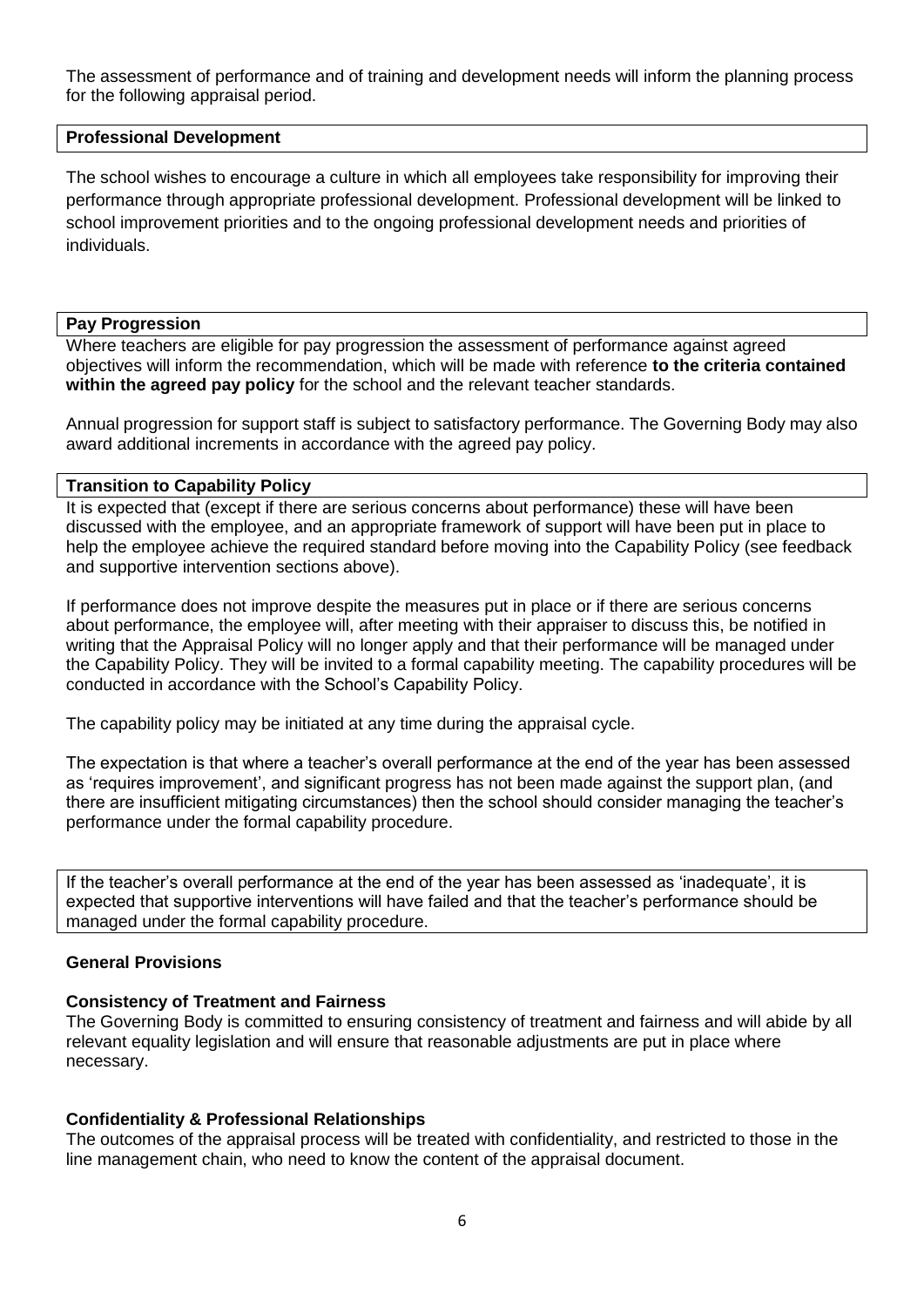The assessment of performance and of training and development needs will inform the planning process for the following appraisal period.

## Professional Development

The school wishes to encourage a culture in which all employees take responsibility for improving their performance through appropriate professional development. Professional development will be linked to school improvement priorities and to the ongoing professional development needs and priorities of individuals.

## Pay Progression

Where teachers are eligible for pay progression the assessment of performance against agreed objectives will inform the recommendation, which will be made with reference **to the criteria contained within the agreed pay policy** for the school and the relevant teacher standards.

Annual progression for support staff is subject to satisfactory performance. The Governing Body may also award additional increments in accordance with the agreed pay policy.

## Transition to Capability Policy

It is expected that (except if there are serious concerns about performance) these will have been discussed with the employee, and an appropriate framework of support will have been put in place to help the employee achieve the required standard before moving into the Capability Policy (see feedback and supportive intervention sections above).

If performance does not improve despite the measures put in place or if there are serious concerns about performance, the employee will, after meeting with their appraiser to discuss this, be notified in writing that the Appraisal Policy will no longer apply and that their performance will be managed under the Capability Policy. They will be invited to a formal capability meeting. The capability procedures will be conducted in accordance with the School's Capability Policy.

The capability policy may be initiated at any time during the appraisal cycle.

The expectation is that where a teacher's overall performance at the end of the year has been assessed as 'requires improvement', and significant progress has not been made against the support plan, (and there are insufficient mitigating circumstances) then the school should consider managing the teacher's performance under the formal capability procedure.

If the teacher's overall performance at the end of the year has been assessed as 'inadequate', it is expected that supportive interventions will have failed and that the teacher's performance should be managed under the formal capability procedure.

## General Provisions

### Consistency of Treatment and Fairness

The Governing Body is committed to ensuring consistency of treatment and fairness and will abide by all relevant equality legislation and will ensure that reasonable adjustments are put in place where necessary.

### Confidentiality & Professional Relationships

The outcomes of the appraisal process will be treated with confidentiality, and restricted to those in the line management chain, who need to know the content of the appraisal document.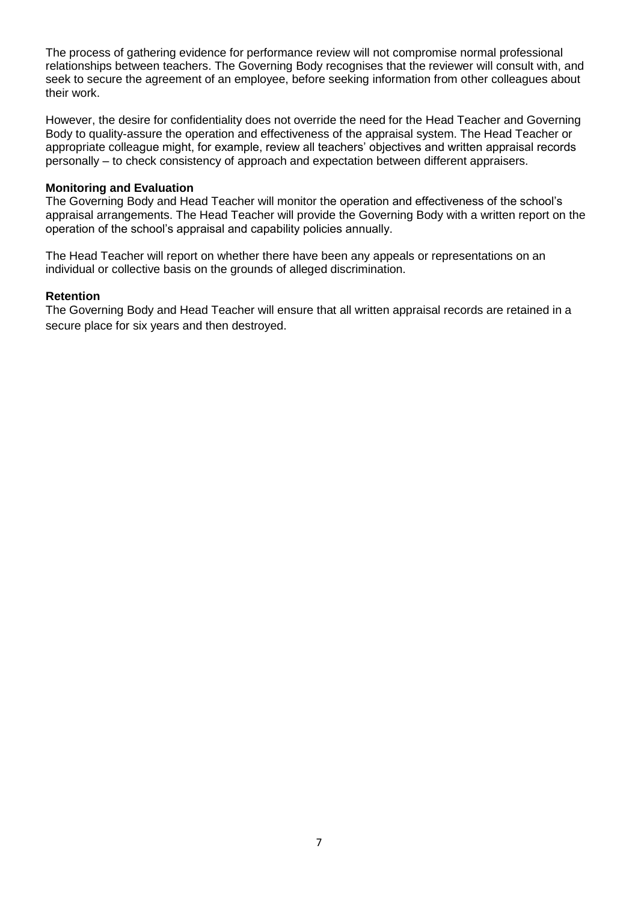The process of gathering evidence for performance review will not compromise normal professional relationships between teachers. The Governing Body recognises that the reviewer will consult with, and seek to secure the agreement of an employee, before seeking information from other colleagues about their work.

However, the desire for confidentiality does not override the need for the Head Teacher and Governing Body to quality-assure the operation and effectiveness of the appraisal system. The Head Teacher or appropriate colleague might, for example, review all teachers' objectives and written appraisal records personally – to check consistency of approach and expectation between different appraisers.

**Monitoring and Evaluation**

The Governing Body and Head Teacher will monitor the operation and effectiveness of the school's appraisal arrangements. The Head Teacher will provide the Governing Body with a written report on the operation of the school's appraisal and capability policies annually.

The Head Teacher will report on whether there have been any appeals or representations on an individual or collective basis on the grounds of alleged discrimination.

**Retention**

The Governing Body and Head Teacher will ensure that all written appraisal records are retained in a secure place for six years and then destroyed.